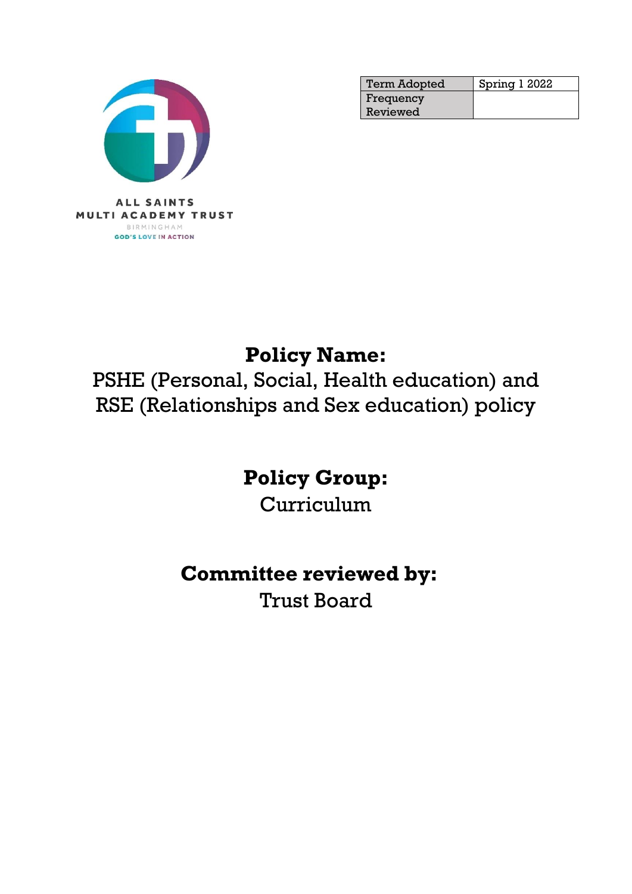| Term Adopted | Spring 1 2022 |
| --- | --- |
| Frequency Reviewed | |

ALL SAINTS
MULTI ACADEMY TRUST
BIRMINGHAM
GOD'S LOVE IN ACTION

**Policy Name:**

PSHE (Personal, Social, Health education) and RSE (Relationships and Sex education) policy

**Policy Group:**

Curriculum

**Committee reviewed by:**

Trust Board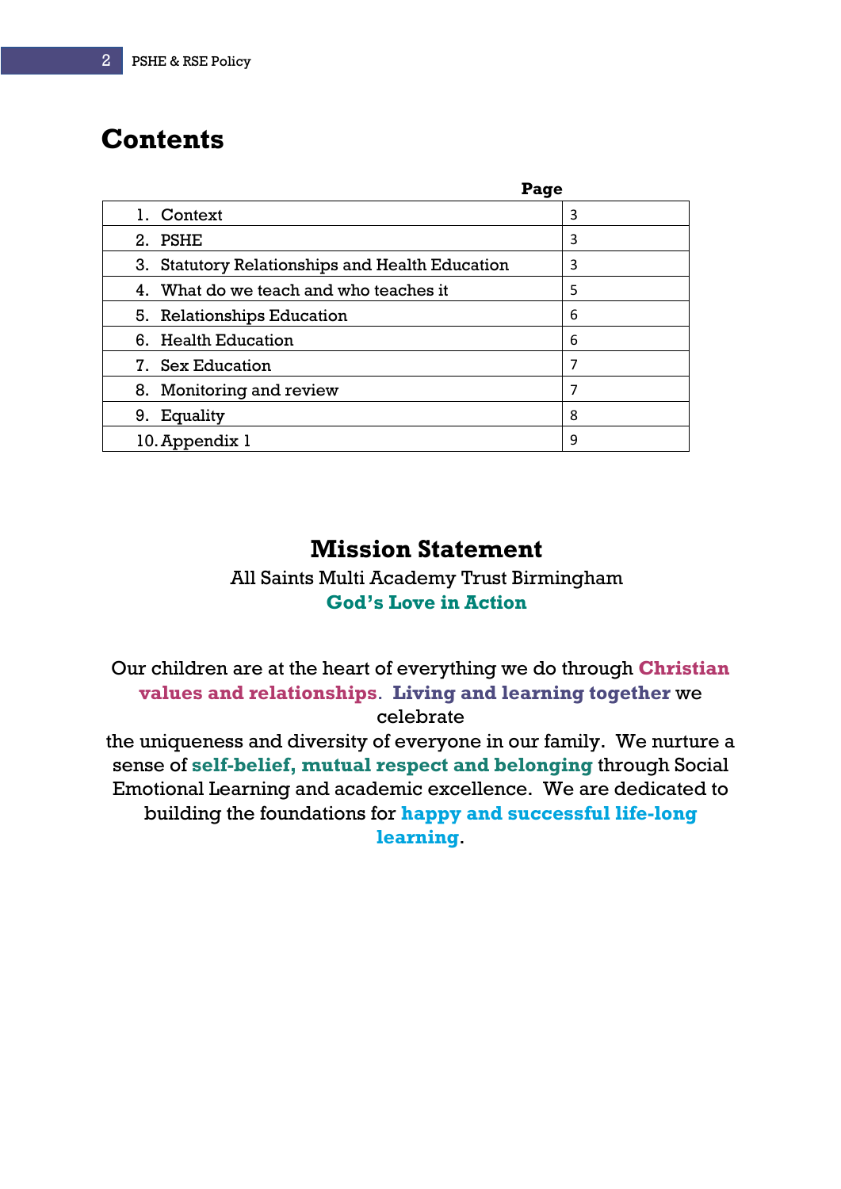# Contents

| | Page |
|---|---|
| 1. Context | 3 |
| 2. PSHE | 3 |
| 3. Statutory Relationships and Health Education | 3 |
| 4. What do we teach and who teaches it | 5 |
| 5. Relationships Education | 6 |
| 6. Health Education | 6 |
| 7. Sex Education | 7 |
| 8. Monitoring and review | 7 |
| 9. Equality | 8 |
| 10. Appendix 1 | 9 |

## Mission Statement

All Saints Multi Academy Trust Birmingham

**God's Love in Action**

Our children are at the heart of everything we do through **Christian values and relationships**. **Living and learning together** we celebrate the uniqueness and diversity of everyone in our family. We nurture a sense of **self-belief, mutual respect and belonging** through Social Emotional Learning and academic excellence. We are dedicated to building the foundations for **happy and successful life-long learning**.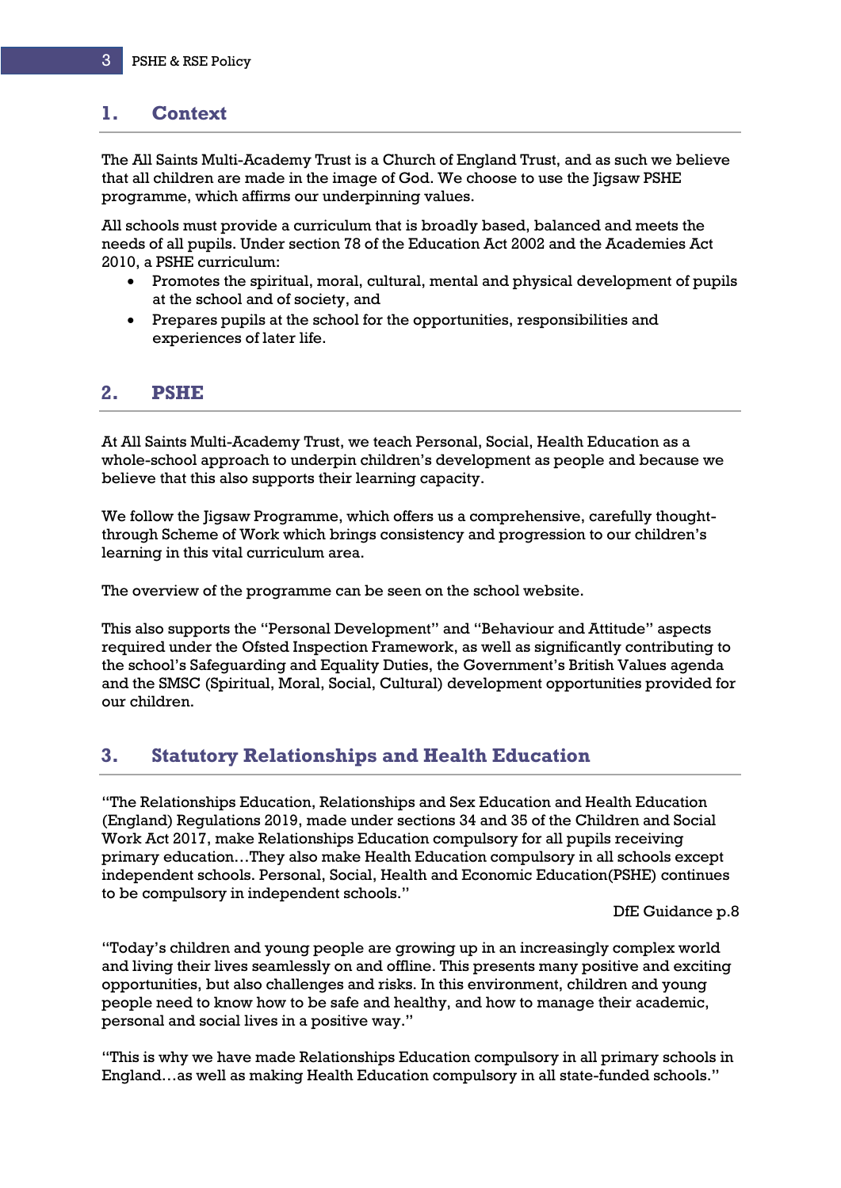## 1. Context

The All Saints Multi-Academy Trust is a Church of England Trust, and as such we believe that all children are made in the image of God. We choose to use the Jigsaw PSHE programme, which affirms our underpinning values.

All schools must provide a curriculum that is broadly based, balanced and meets the needs of all pupils. Under section 78 of the Education Act 2002 and the Academies Act 2010, a PSHE curriculum:

- Promotes the spiritual, moral, cultural, mental and physical development of pupils at the school and of society, and
- Prepares pupils at the school for the opportunities, responsibilities and experiences of later life.

## 2. PSHE

At All Saints Multi-Academy Trust, we teach Personal, Social, Health Education as a whole-school approach to underpin children's development as people and because we believe that this also supports their learning capacity.

We follow the Jigsaw Programme, which offers us a comprehensive, carefully thought-through Scheme of Work which brings consistency and progression to our children's learning in this vital curriculum area.

The overview of the programme can be seen on the school website.

This also supports the "Personal Development" and "Behaviour and Attitude" aspects required under the Ofsted Inspection Framework, as well as significantly contributing to the school's Safeguarding and Equality Duties, the Government's British Values agenda and the SMSC (Spiritual, Moral, Social, Cultural) development opportunities provided for our children.

## 3. Statutory Relationships and Health Education

"The Relationships Education, Relationships and Sex Education and Health Education (England) Regulations 2019, made under sections 34 and 35 of the Children and Social Work Act 2017, make Relationships Education compulsory for all pupils receiving primary education…They also make Health Education compulsory in all schools except independent schools. Personal, Social, Health and Economic Education(PSHE) continues to be compulsory in independent schools."

DfE Guidance p.8

"Today's children and young people are growing up in an increasingly complex world and living their lives seamlessly on and offline. This presents many positive and exciting opportunities, but also challenges and risks. In this environment, children and young people need to know how to be safe and healthy, and how to manage their academic, personal and social lives in a positive way."

"This is why we have made Relationships Education compulsory in all primary schools in England…as well as making Health Education compulsory in all state-funded schools."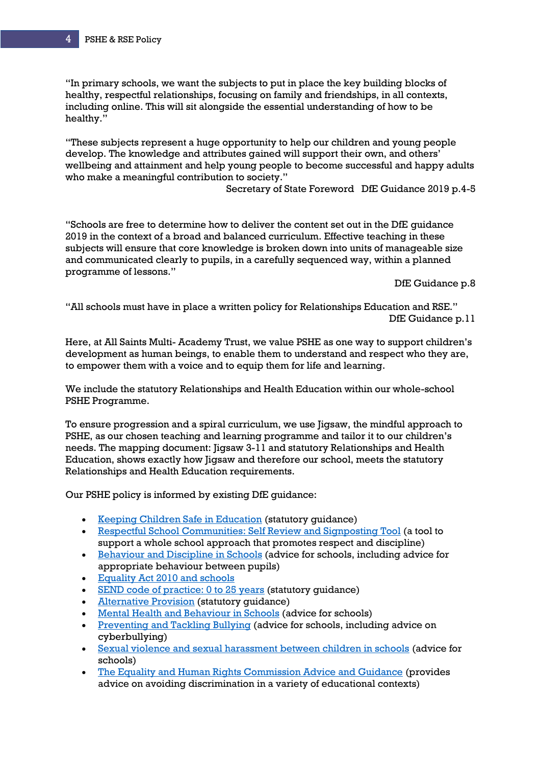"In primary schools, we want the subjects to put in place the key building blocks of healthy, respectful relationships, focusing on family and friendships, in all contexts, including online. This will sit alongside the essential understanding of how to be healthy."

"These subjects represent a huge opportunity to help our children and young people develop. The knowledge and attributes gained will support their own, and others' wellbeing and attainment and help young people to become successful and happy adults who make a meaningful contribution to society."

Secretary of State Foreword DfE Guidance 2019 p.4-5

"Schools are free to determine how to deliver the content set out in the DfE guidance 2019 in the context of a broad and balanced curriculum. Effective teaching in these subjects will ensure that core knowledge is broken down into units of manageable size and communicated clearly to pupils, in a carefully sequenced way, within a planned programme of lessons."

DfE Guidance p.8

"All schools must have in place a written policy for Relationships Education and RSE."

DfE Guidance p.11

Here, at All Saints Multi- Academy Trust, we value PSHE as one way to support children's development as human beings, to enable them to understand and respect who they are, to empower them with a voice and to equip them for life and learning.

We include the statutory Relationships and Health Education within our whole-school PSHE Programme.

To ensure progression and a spiral curriculum, we use Jigsaw, the mindful approach to PSHE, as our chosen teaching and learning programme and tailor it to our children's needs. The mapping document: Jigsaw 3-11 and statutory Relationships and Health Education, shows exactly how Jigsaw and therefore our school, meets the statutory Relationships and Health Education requirements.

Our PSHE policy is informed by existing DfE guidance:

- Keeping Children Safe in Education (statutory guidance)
- Respectful School Communities: Self Review and Signposting Tool (a tool to support a whole school approach that promotes respect and discipline)
- Behaviour and Discipline in Schools (advice for schools, including advice for appropriate behaviour between pupils)
- Equality Act 2010 and schools
- SEND code of practice: 0 to 25 years (statutory guidance)
- Alternative Provision (statutory guidance)
- Mental Health and Behaviour in Schools (advice for schools)
- Preventing and Tackling Bullying (advice for schools, including advice on cyberbullying)
- Sexual violence and sexual harassment between children in schools (advice for schools)
- The Equality and Human Rights Commission Advice and Guidance (provides advice on avoiding discrimination in a variety of educational contexts)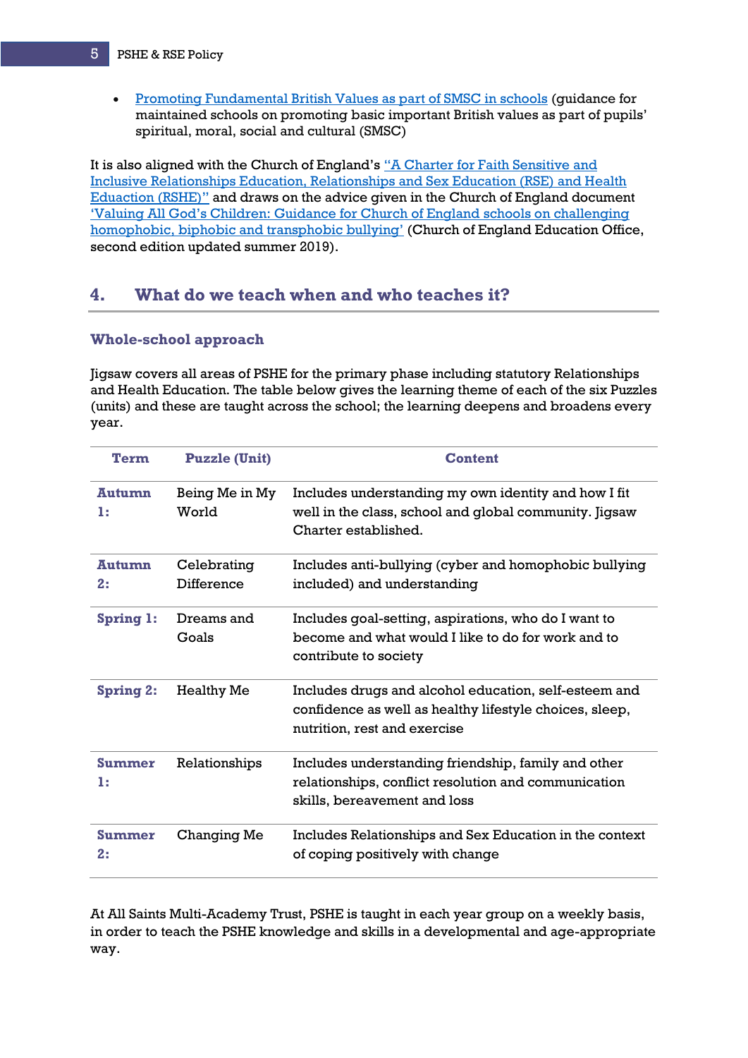- Promoting Fundamental British Values as part of SMSC in schools (guidance for maintained schools on promoting basic important British values as part of pupils' spiritual, moral, social and cultural (SMSC)

It is also aligned with the Church of England's "A Charter for Faith Sensitive and Inclusive Relationships Education, Relationships and Sex Education (RSE) and Health Eduaction (RSHE)" and draws on the advice given in the Church of England document 'Valuing All God's Children: Guidance for Church of England schools on challenging homophobic, biphobic and transphobic bullying' (Church of England Education Office, second edition updated summer 2019).

## 4. What do we teach when and who teaches it?

### Whole-school approach

Jigsaw covers all areas of PSHE for the primary phase including statutory Relationships and Health Education. The table below gives the learning theme of each of the six Puzzles (units) and these are taught across the school; the learning deepens and broadens every year.

| Term | Puzzle (Unit) | Content |
|---|---|---|
| **Autumn 1:** | Being Me in My World | Includes understanding my own identity and how I fit well in the class, school and global community. Jigsaw Charter established. |
| **Autumn 2:** | Celebrating Difference | Includes anti-bullying (cyber and homophobic bullying included) and understanding |
| **Spring 1:** | Dreams and Goals | Includes goal-setting, aspirations, who do I want to become and what would I like to do for work and to contribute to society |
| **Spring 2:** | Healthy Me | Includes drugs and alcohol education, self-esteem and confidence as well as healthy lifestyle choices, sleep, nutrition, rest and exercise |
| **Summer 1:** | Relationships | Includes understanding friendship, family and other relationships, conflict resolution and communication skills, bereavement and loss |
| **Summer 2:** | Changing Me | Includes Relationships and Sex Education in the context of coping positively with change |

At All Saints Multi-Academy Trust, PSHE is taught in each year group on a weekly basis, in order to teach the PSHE knowledge and skills in a developmental and age-appropriate way.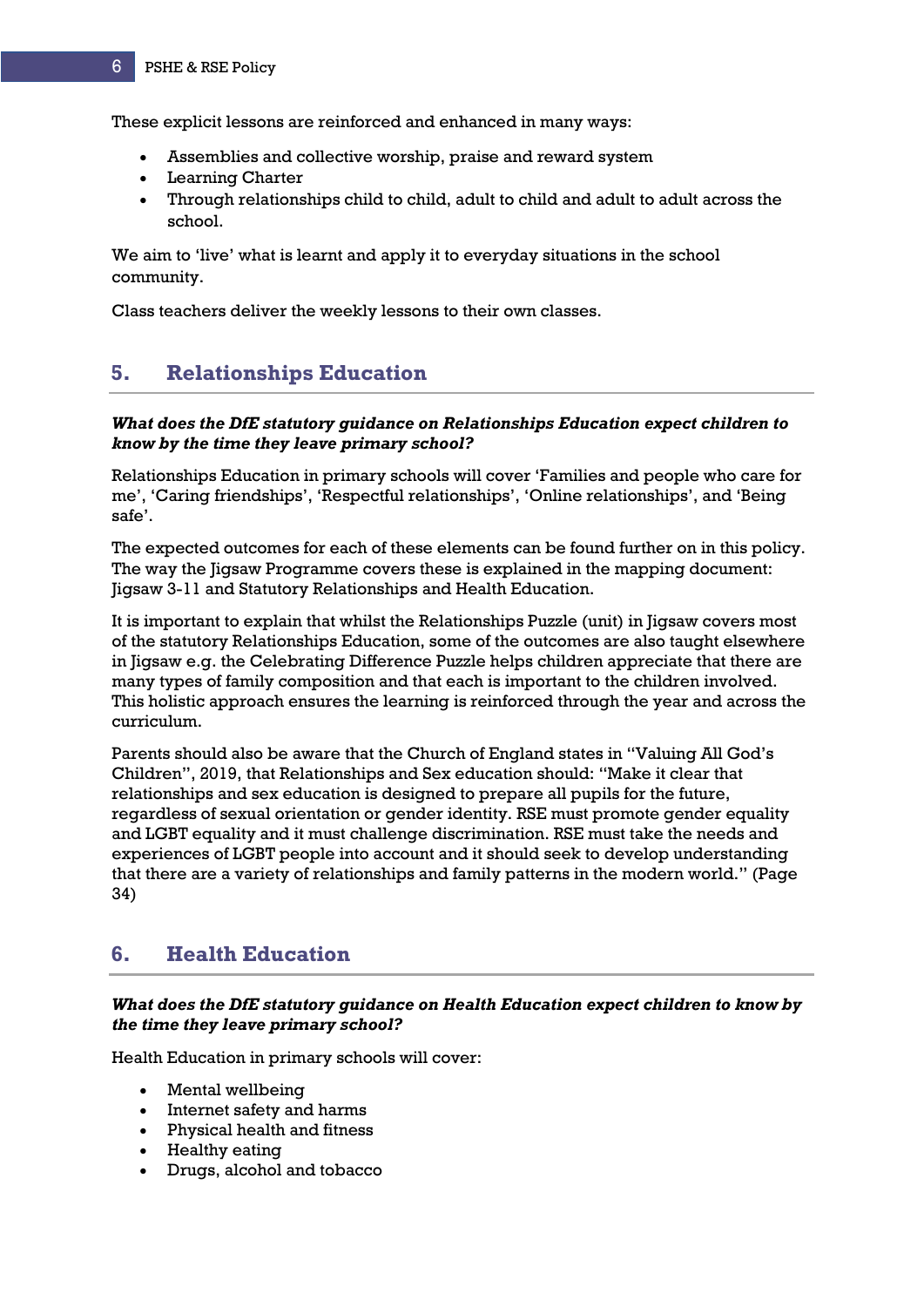These explicit lessons are reinforced and enhanced in many ways:

- Assemblies and collective worship, praise and reward system
- Learning Charter
- Through relationships child to child, adult to child and adult to adult across the school.

We aim to 'live' what is learnt and apply it to everyday situations in the school community.

Class teachers deliver the weekly lessons to their own classes.

## 5. Relationships Education

***What does the DfE statutory guidance on Relationships Education expect children to know by the time they leave primary school?***

Relationships Education in primary schools will cover 'Families and people who care for me', 'Caring friendships', 'Respectful relationships', 'Online relationships', and 'Being safe'.

The expected outcomes for each of these elements can be found further on in this policy. The way the Jigsaw Programme covers these is explained in the mapping document: Jigsaw 3-11 and Statutory Relationships and Health Education.

It is important to explain that whilst the Relationships Puzzle (unit) in Jigsaw covers most of the statutory Relationships Education, some of the outcomes are also taught elsewhere in Jigsaw e.g. the Celebrating Difference Puzzle helps children appreciate that there are many types of family composition and that each is important to the children involved. This holistic approach ensures the learning is reinforced through the year and across the curriculum.

Parents should also be aware that the Church of England states in "Valuing All God's Children", 2019, that Relationships and Sex education should: "Make it clear that relationships and sex education is designed to prepare all pupils for the future, regardless of sexual orientation or gender identity. RSE must promote gender equality and LGBT equality and it must challenge discrimination. RSE must take the needs and experiences of LGBT people into account and it should seek to develop understanding that there are a variety of relationships and family patterns in the modern world." (Page 34)

## 6. Health Education

***What does the DfE statutory guidance on Health Education expect children to know by the time they leave primary school?***

Health Education in primary schools will cover:

- Mental wellbeing
- Internet safety and harms
- Physical health and fitness
- Healthy eating
- Drugs, alcohol and tobacco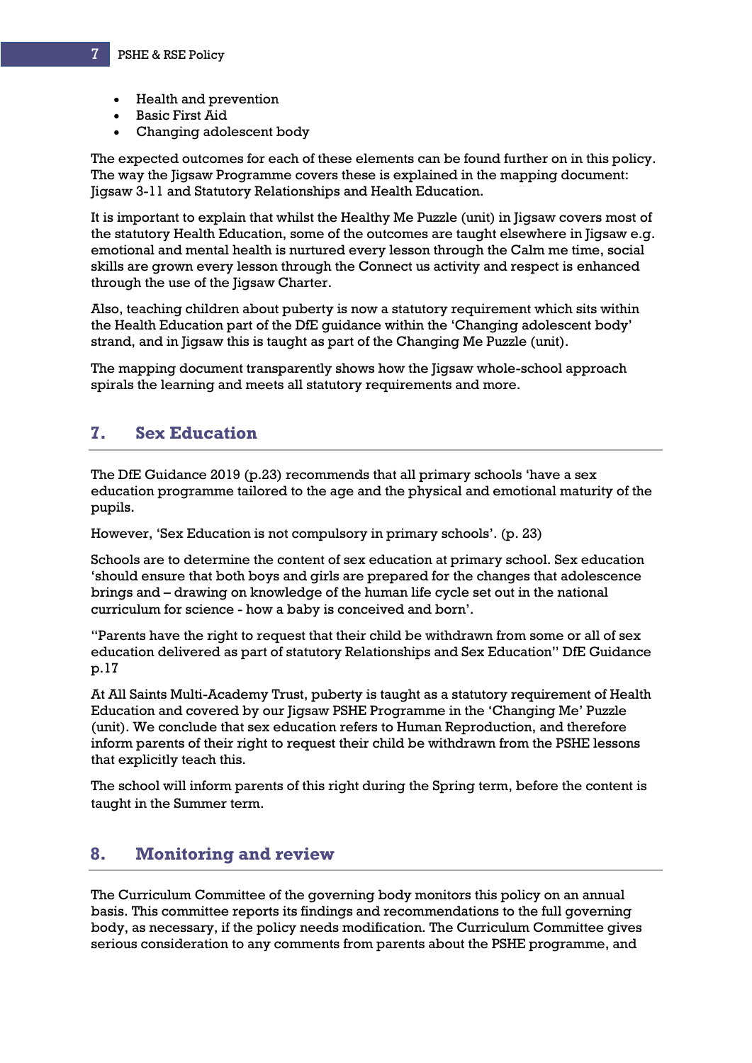- Health and prevention
- Basic First Aid
- Changing adolescent body

The expected outcomes for each of these elements can be found further on in this policy. The way the Jigsaw Programme covers these is explained in the mapping document: Jigsaw 3-11 and Statutory Relationships and Health Education.

It is important to explain that whilst the Healthy Me Puzzle (unit) in Jigsaw covers most of the statutory Health Education, some of the outcomes are taught elsewhere in Jigsaw e.g. emotional and mental health is nurtured every lesson through the Calm me time, social skills are grown every lesson through the Connect us activity and respect is enhanced through the use of the Jigsaw Charter.

Also, teaching children about puberty is now a statutory requirement which sits within the Health Education part of the DfE guidance within the 'Changing adolescent body' strand, and in Jigsaw this is taught as part of the Changing Me Puzzle (unit).

The mapping document transparently shows how the Jigsaw whole-school approach spirals the learning and meets all statutory requirements and more.

## 7. Sex Education

The DfE Guidance 2019 (p.23) recommends that all primary schools 'have a sex education programme tailored to the age and the physical and emotional maturity of the pupils.

However, 'Sex Education is not compulsory in primary schools'. (p. 23)

Schools are to determine the content of sex education at primary school. Sex education 'should ensure that both boys and girls are prepared for the changes that adolescence brings and – drawing on knowledge of the human life cycle set out in the national curriculum for science - how a baby is conceived and born'.

"Parents have the right to request that their child be withdrawn from some or all of sex education delivered as part of statutory Relationships and Sex Education" DfE Guidance p.17

At All Saints Multi-Academy Trust, puberty is taught as a statutory requirement of Health Education and covered by our Jigsaw PSHE Programme in the 'Changing Me' Puzzle (unit). We conclude that sex education refers to Human Reproduction, and therefore inform parents of their right to request their child be withdrawn from the PSHE lessons that explicitly teach this.

The school will inform parents of this right during the Spring term, before the content is taught in the Summer term.

## 8. Monitoring and review

The Curriculum Committee of the governing body monitors this policy on an annual basis. This committee reports its findings and recommendations to the full governing body, as necessary, if the policy needs modification. The Curriculum Committee gives serious consideration to any comments from parents about the PSHE programme, and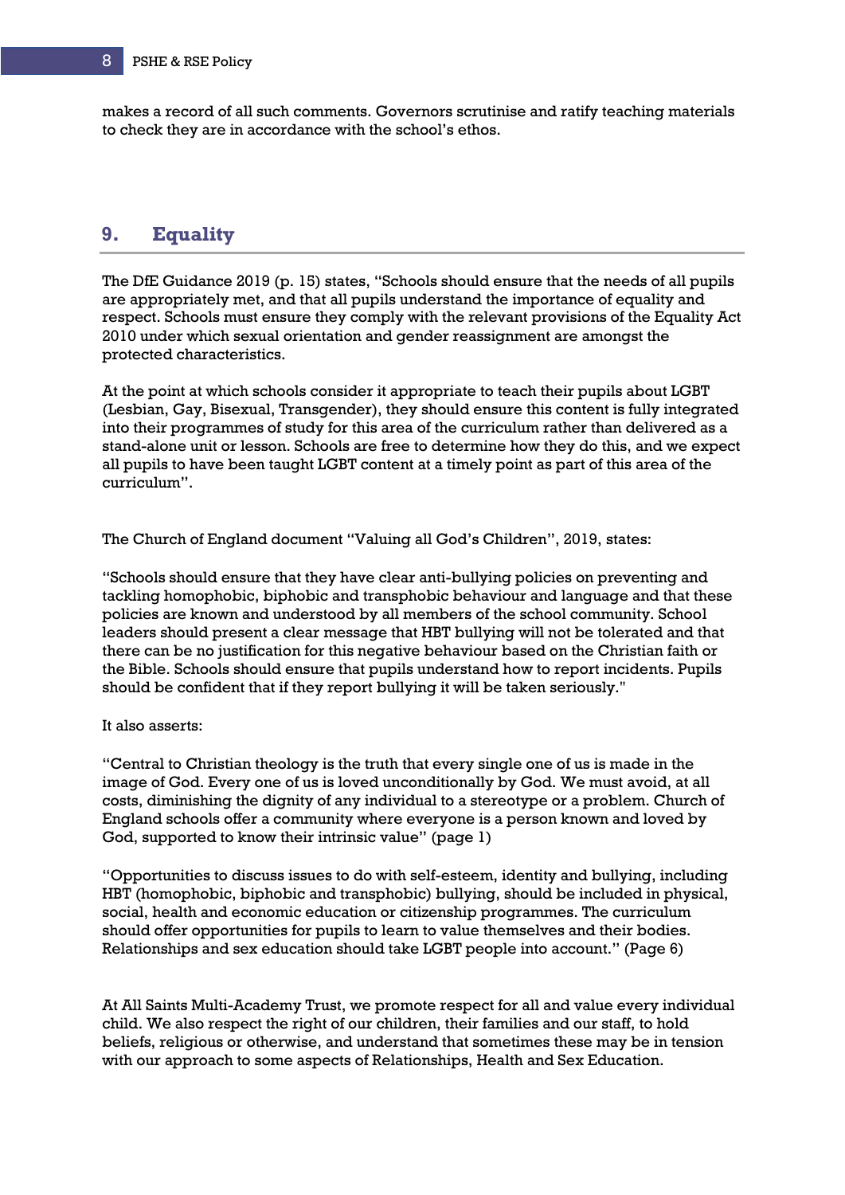makes a record of all such comments. Governors scrutinise and ratify teaching materials to check they are in accordance with the school's ethos.

## 9. Equality

The DfE Guidance 2019 (p. 15) states, "Schools should ensure that the needs of all pupils are appropriately met, and that all pupils understand the importance of equality and respect. Schools must ensure they comply with the relevant provisions of the Equality Act 2010 under which sexual orientation and gender reassignment are amongst the protected characteristics.

At the point at which schools consider it appropriate to teach their pupils about LGBT (Lesbian, Gay, Bisexual, Transgender), they should ensure this content is fully integrated into their programmes of study for this area of the curriculum rather than delivered as a stand-alone unit or lesson. Schools are free to determine how they do this, and we expect all pupils to have been taught LGBT content at a timely point as part of this area of the curriculum".

The Church of England document "Valuing all God's Children", 2019, states:

"Schools should ensure that they have clear anti-bullying policies on preventing and tackling homophobic, biphobic and transphobic behaviour and language and that these policies are known and understood by all members of the school community. School leaders should present a clear message that HBT bullying will not be tolerated and that there can be no justification for this negative behaviour based on the Christian faith or the Bible. Schools should ensure that pupils understand how to report incidents. Pupils should be confident that if they report bullying it will be taken seriously."

It also asserts:

"Central to Christian theology is the truth that every single one of us is made in the image of God. Every one of us is loved unconditionally by God. We must avoid, at all costs, diminishing the dignity of any individual to a stereotype or a problem. Church of England schools offer a community where everyone is a person known and loved by God, supported to know their intrinsic value" (page 1)

"Opportunities to discuss issues to do with self-esteem, identity and bullying, including HBT (homophobic, biphobic and transphobic) bullying, should be included in physical, social, health and economic education or citizenship programmes. The curriculum should offer opportunities for pupils to learn to value themselves and their bodies. Relationships and sex education should take LGBT people into account." (Page 6)

At All Saints Multi-Academy Trust, we promote respect for all and value every individual child. We also respect the right of our children, their families and our staff, to hold beliefs, religious or otherwise, and understand that sometimes these may be in tension with our approach to some aspects of Relationships, Health and Sex Education.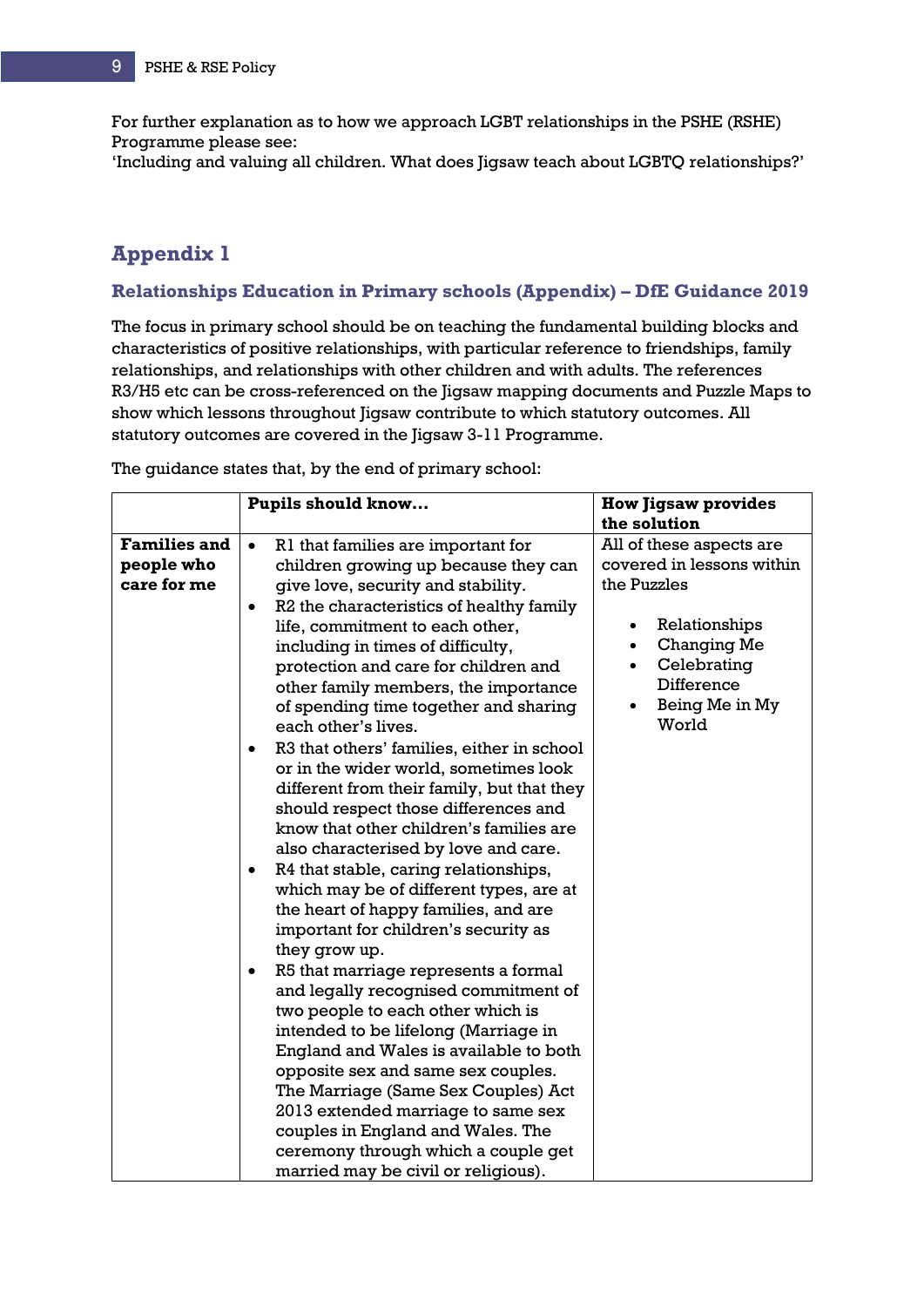For further explanation as to how we approach LGBT relationships in the PSHE (RSHE) Programme please see:
'Including and valuing all children. What does Jigsaw teach about LGBTQ relationships?'

## Appendix 1

### Relationships Education in Primary schools (Appendix) – DfE Guidance 2019

The focus in primary school should be on teaching the fundamental building blocks and characteristics of positive relationships, with particular reference to friendships, family relationships, and relationships with other children and with adults. The references R3/H5 etc can be cross-referenced on the Jigsaw mapping documents and Puzzle Maps to show which lessons throughout Jigsaw contribute to which statutory outcomes. All statutory outcomes are covered in the Jigsaw 3-11 Programme.

The guidance states that, by the end of primary school:

| | **Pupils should know…** | **How Jigsaw provides the solution** |
|---|---|---|
| **Families and people who care for me** | • R1 that families are important for children growing up because they can give love, security and stability.<br>• R2 the characteristics of healthy family life, commitment to each other, including in times of difficulty, protection and care for children and other family members, the importance of spending time together and sharing each other's lives.<br>• R3 that others' families, either in school or in the wider world, sometimes look different from their family, but that they should respect those differences and know that other children's families are also characterised by love and care.<br>• R4 that stable, caring relationships, which may be of different types, are at the heart of happy families, and are important for children's security as they grow up.<br>• R5 that marriage represents a formal and legally recognised commitment of two people to each other which is intended to be lifelong (Marriage in England and Wales is available to both opposite sex and same sex couples. The Marriage (Same Sex Couples) Act 2013 extended marriage to same sex couples in England and Wales. The ceremony through which a couple get married may be civil or religious). | All of these aspects are covered in lessons within the Puzzles<br><br>• Relationships<br>• Changing Me<br>• Celebrating Difference<br>• Being Me in My World |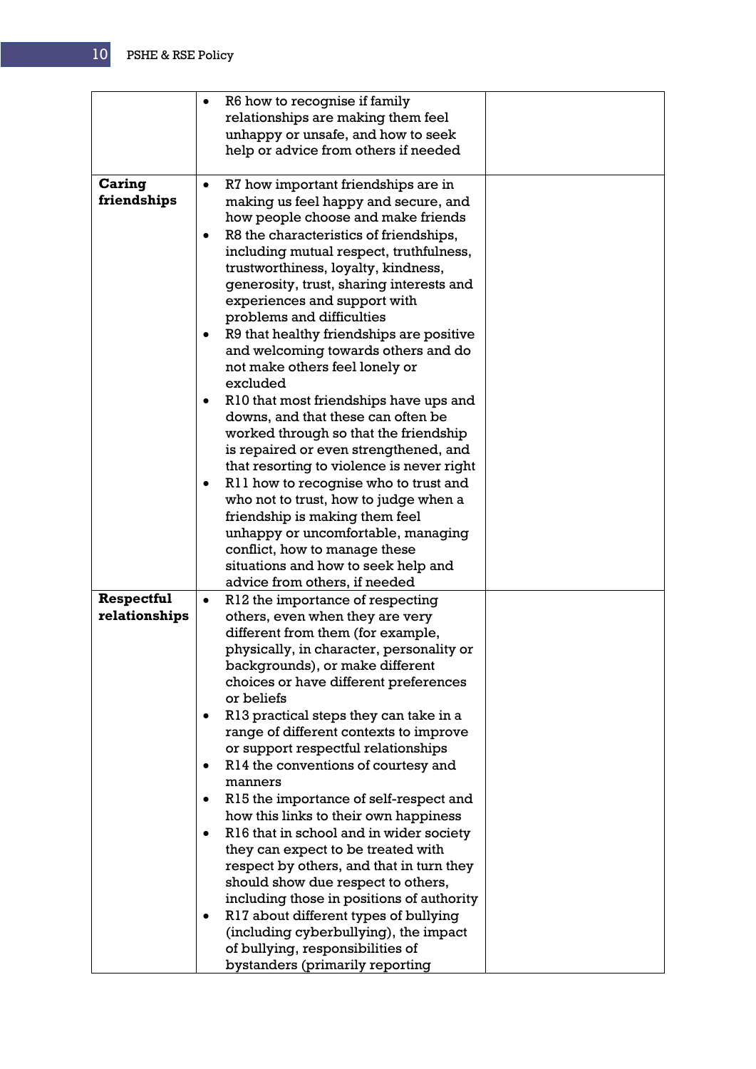| | | |
|---|---|---|
| | • R6 how to recognise if family relationships are making them feel unhappy or unsafe, and how to seek help or advice from others if needed | |
| **Caring friendships** | • R7 how important friendships are in making us feel happy and secure, and how people choose and make friends<br>• R8 the characteristics of friendships, including mutual respect, truthfulness, trustworthiness, loyalty, kindness, generosity, trust, sharing interests and experiences and support with problems and difficulties<br>• R9 that healthy friendships are positive and welcoming towards others and do not make others feel lonely or excluded<br>• R10 that most friendships have ups and downs, and that these can often be worked through so that the friendship is repaired or even strengthened, and that resorting to violence is never right<br>• R11 how to recognise who to trust and who not to trust, how to judge when a friendship is making them feel unhappy or uncomfortable, managing conflict, how to manage these situations and how to seek help and advice from others, if needed | |
| **Respectful relationships** | • R12 the importance of respecting others, even when they are very different from them (for example, physically, in character, personality or backgrounds), or make different choices or have different preferences or beliefs<br>• R13 practical steps they can take in a range of different contexts to improve or support respectful relationships<br>• R14 the conventions of courtesy and manners<br>• R15 the importance of self-respect and how this links to their own happiness<br>• R16 that in school and in wider society they can expect to be treated with respect by others, and that in turn they should show due respect to others, including those in positions of authority<br>• R17 about different types of bullying (including cyberbullying), the impact of bullying, responsibilities of bystanders (primarily reporting | |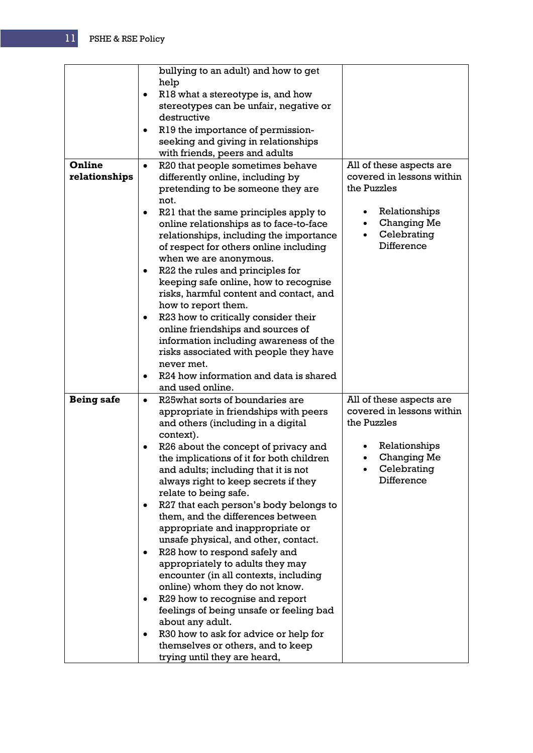| | | |
|---|---|---|
| | bullying to an adult) and how to get help<br>• R18 what a stereotype is, and how stereotypes can be unfair, negative or destructive<br>• R19 the importance of permission-seeking and giving in relationships with friends, peers and adults | |
| **Online relationships** | • R20 that people sometimes behave differently online, including by pretending to be someone they are not.<br>• R21 that the same principles apply to online relationships as to face-to-face relationships, including the importance of respect for others online including when we are anonymous.<br>• R22 the rules and principles for keeping safe online, how to recognise risks, harmful content and contact, and how to report them.<br>• R23 how to critically consider their online friendships and sources of information including awareness of the risks associated with people they have never met.<br>• R24 how information and data is shared and used online. | All of these aspects are covered in lessons within the Puzzles<br><br>• Relationships<br>• Changing Me<br>• Celebrating Difference |
| **Being safe** | • R25what sorts of boundaries are appropriate in friendships with peers and others (including in a digital context).<br>• R26 about the concept of privacy and the implications of it for both children and adults; including that it is not always right to keep secrets if they relate to being safe.<br>• R27 that each person's body belongs to them, and the differences between appropriate and inappropriate or unsafe physical, and other, contact.<br>• R28 how to respond safely and appropriately to adults they may encounter (in all contexts, including online) whom they do not know.<br>• R29 how to recognise and report feelings of being unsafe or feeling bad about any adult.<br>• R30 how to ask for advice or help for themselves or others, and to keep trying until they are heard, | All of these aspects are covered in lessons within the Puzzles<br><br>• Relationships<br>• Changing Me<br>• Celebrating Difference |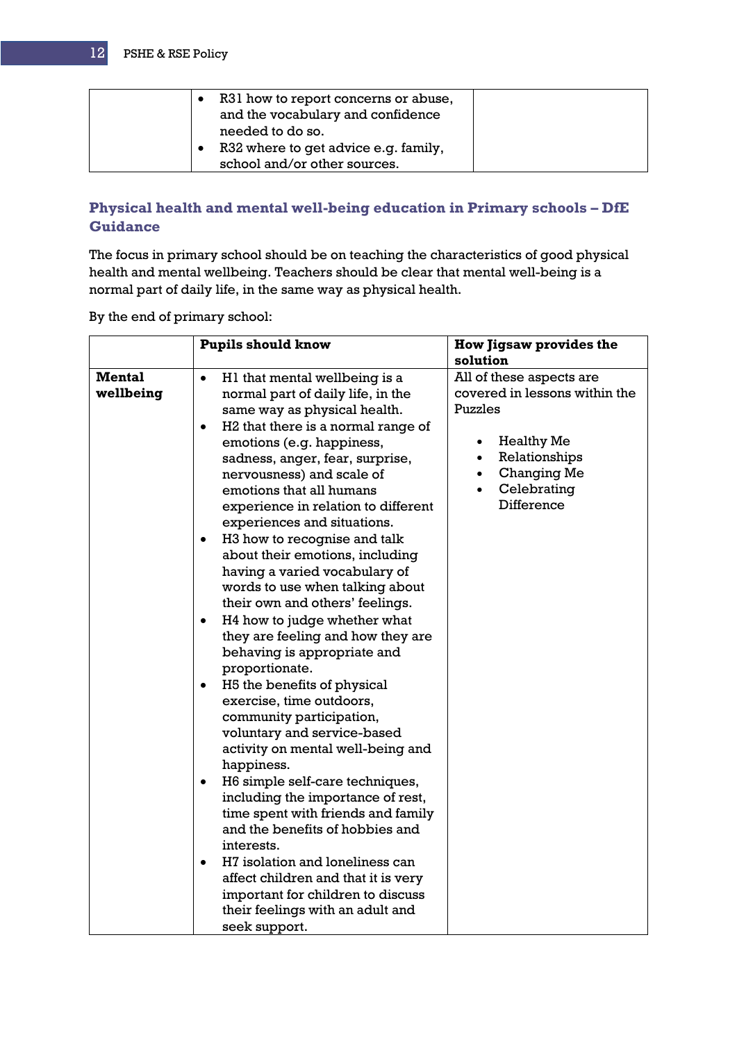| | | |
|---|---|---|
| | • R31 how to report concerns or abuse, and the vocabulary and confidence needed to do so.<br>• R32 where to get advice e.g. family, school and/or other sources. | |

## Physical health and mental well-being education in Primary schools – DfE Guidance

The focus in primary school should be on teaching the characteristics of good physical health and mental wellbeing. Teachers should be clear that mental well-being is a normal part of daily life, in the same way as physical health.

By the end of primary school:

| | **Pupils should know** | **How Jigsaw provides the solution** |
|---|---|---|
| **Mental wellbeing** | • H1 that mental wellbeing is a normal part of daily life, in the same way as physical health.<br>• H2 that there is a normal range of emotions (e.g. happiness, sadness, anger, fear, surprise, nervousness) and scale of emotions that all humans experience in relation to different experiences and situations.<br>• H3 how to recognise and talk about their emotions, including having a varied vocabulary of words to use when talking about their own and others' feelings.<br>• H4 how to judge whether what they are feeling and how they are behaving is appropriate and proportionate.<br>• H5 the benefits of physical exercise, time outdoors, community participation, voluntary and service-based activity on mental well-being and happiness.<br>• H6 simple self-care techniques, including the importance of rest, time spent with friends and family and the benefits of hobbies and interests.<br>• H7 isolation and loneliness can affect children and that it is very important for children to discuss their feelings with an adult and seek support. | All of these aspects are covered in lessons within the Puzzles<br><br>• Healthy Me<br>• Relationships<br>• Changing Me<br>• Celebrating Difference |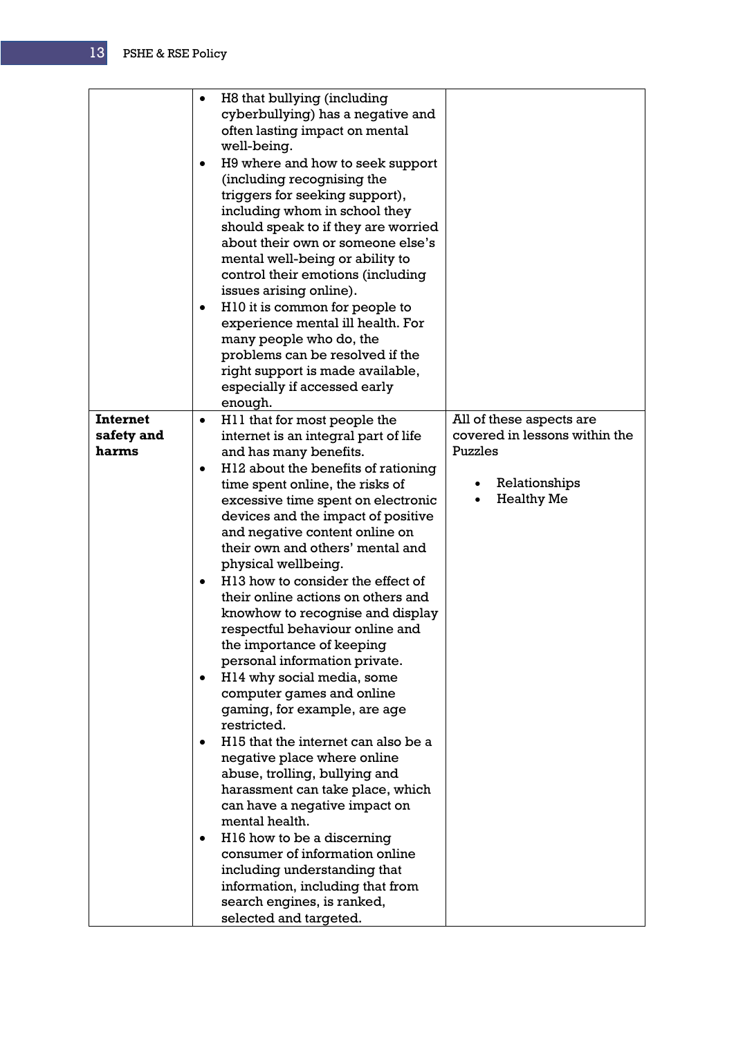| | | |
|---|---|---|
| | • H8 that bullying (including cyberbullying) has a negative and often lasting impact on mental well-being.<br>• H9 where and how to seek support (including recognising the triggers for seeking support), including whom in school they should speak to if they are worried about their own or someone else's mental well-being or ability to control their emotions (including issues arising online).<br>• H10 it is common for people to experience mental ill health. For many people who do, the problems can be resolved if the right support is made available, especially if accessed early enough. | |
| **Internet safety and harms** | • H11 that for most people the internet is an integral part of life and has many benefits.<br>• H12 about the benefits of rationing time spent online, the risks of excessive time spent on electronic devices and the impact of positive and negative content online on their own and others' mental and physical wellbeing.<br>• H13 how to consider the effect of their online actions on others and knowhow to recognise and display respectful behaviour online and the importance of keeping personal information private.<br>• H14 why social media, some computer games and online gaming, for example, are age restricted.<br>• H15 that the internet can also be a negative place where online abuse, trolling, bullying and harassment can take place, which can have a negative impact on mental health.<br>• H16 how to be a discerning consumer of information online including understanding that information, including that from search engines, is ranked, selected and targeted. | All of these aspects are covered in lessons within the Puzzles<br><br>• Relationships<br>• Healthy Me |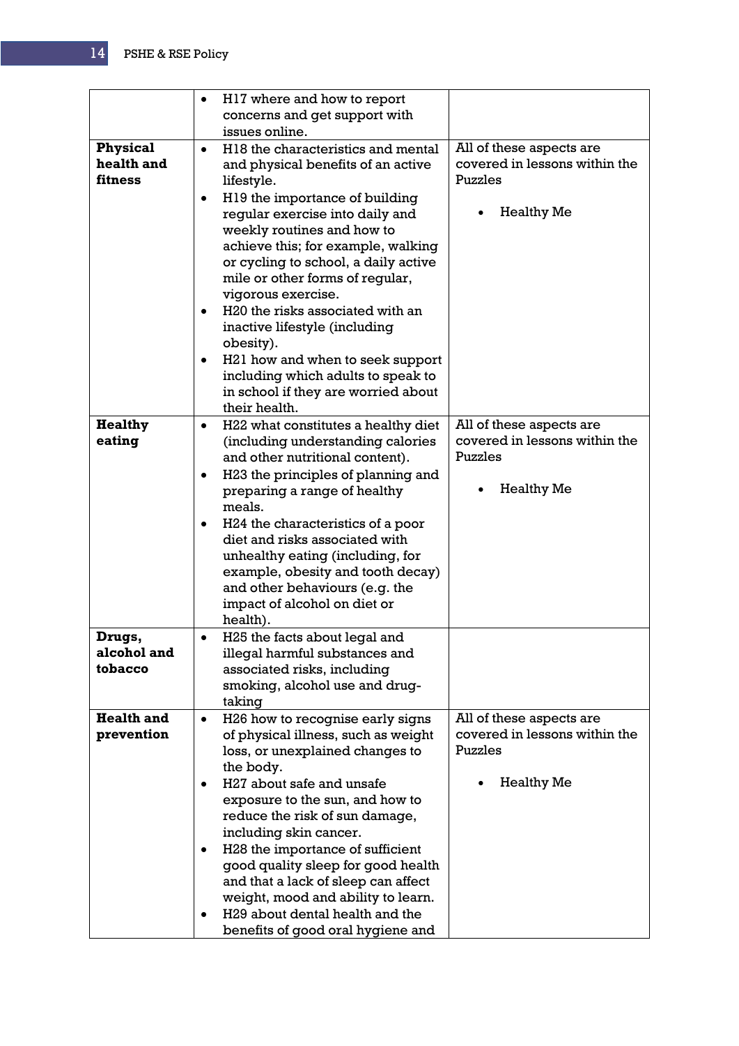| | | |
|---|---|---|
| | • H17 where and how to report concerns and get support with issues online. | |
| **Physical health and fitness** | • H18 the characteristics and mental and physical benefits of an active lifestyle.<br>• H19 the importance of building regular exercise into daily and weekly routines and how to achieve this; for example, walking or cycling to school, a daily active mile or other forms of regular, vigorous exercise.<br>• H20 the risks associated with an inactive lifestyle (including obesity).<br>• H21 how and when to seek support including which adults to speak to in school if they are worried about their health. | All of these aspects are covered in lessons within the Puzzles<br><br>• Healthy Me |
| **Healthy eating** | • H22 what constitutes a healthy diet (including understanding calories and other nutritional content).<br>• H23 the principles of planning and preparing a range of healthy meals.<br>• H24 the characteristics of a poor diet and risks associated with unhealthy eating (including, for example, obesity and tooth decay) and other behaviours (e.g. the impact of alcohol on diet or health). | All of these aspects are covered in lessons within the Puzzles<br><br>• Healthy Me |
| **Drugs, alcohol and tobacco** | • H25 the facts about legal and illegal harmful substances and associated risks, including smoking, alcohol use and drug-taking | |
| **Health and prevention** | • H26 how to recognise early signs of physical illness, such as weight loss, or unexplained changes to the body.<br>• H27 about safe and unsafe exposure to the sun, and how to reduce the risk of sun damage, including skin cancer.<br>• H28 the importance of sufficient good quality sleep for good health and that a lack of sleep can affect weight, mood and ability to learn.<br>• H29 about dental health and the benefits of good oral hygiene and | All of these aspects are covered in lessons within the Puzzles<br><br>• Healthy Me |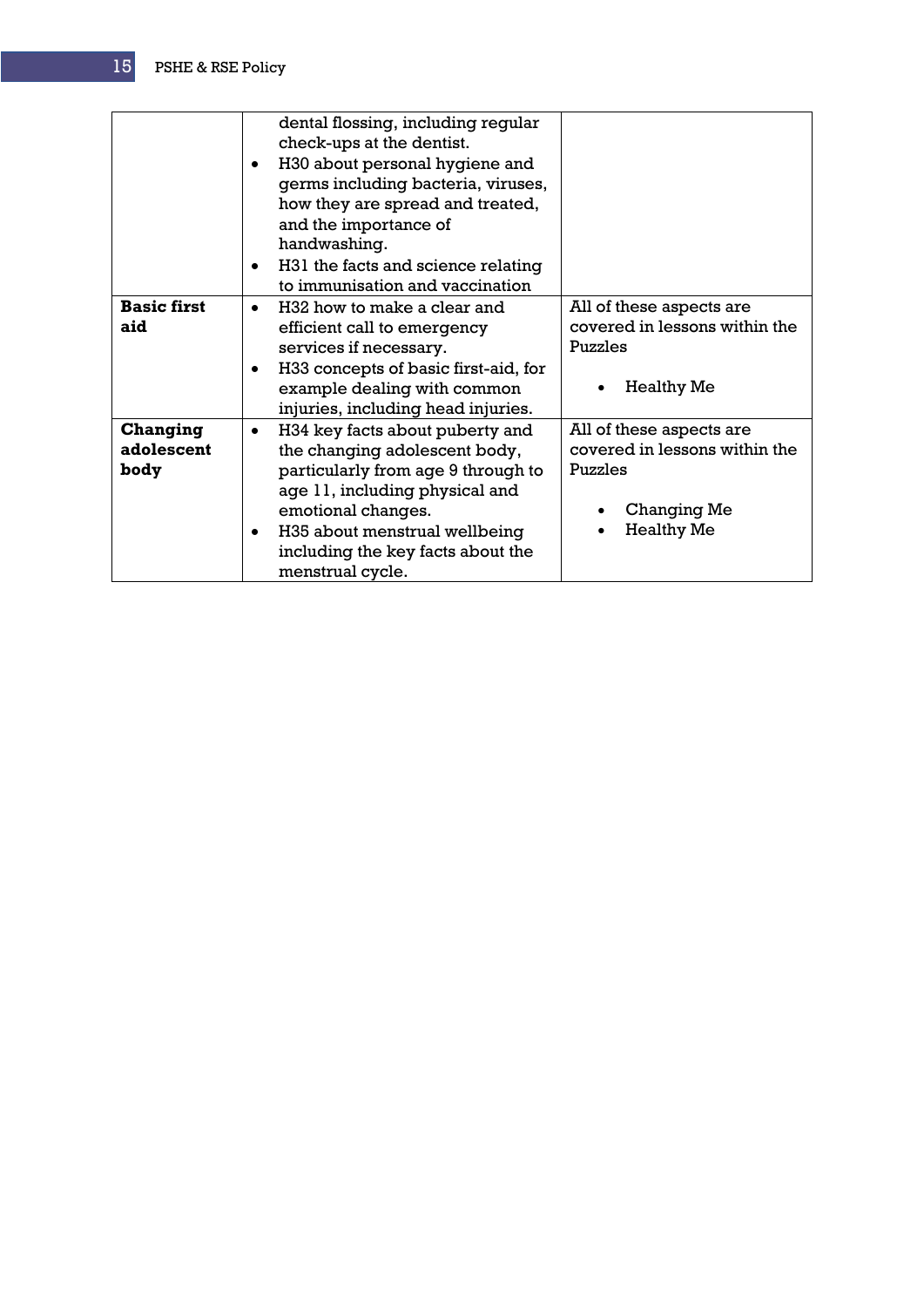| | | |
|---|---|---|
| | dental flossing, including regular check-ups at the dentist.<br>• H30 about personal hygiene and germs including bacteria, viruses, how they are spread and treated, and the importance of handwashing.<br>• H31 the facts and science relating to immunisation and vaccination | |
| **Basic first aid** | • H32 how to make a clear and efficient call to emergency services if necessary.<br>• H33 concepts of basic first-aid, for example dealing with common injuries, including head injuries. | All of these aspects are covered in lessons within the Puzzles<br>• Healthy Me |
| **Changing adolescent body** | • H34 key facts about puberty and the changing adolescent body, particularly from age 9 through to age 11, including physical and emotional changes.<br>• H35 about menstrual wellbeing including the key facts about the menstrual cycle. | All of these aspects are covered in lessons within the Puzzles<br>• Changing Me<br>• Healthy Me |